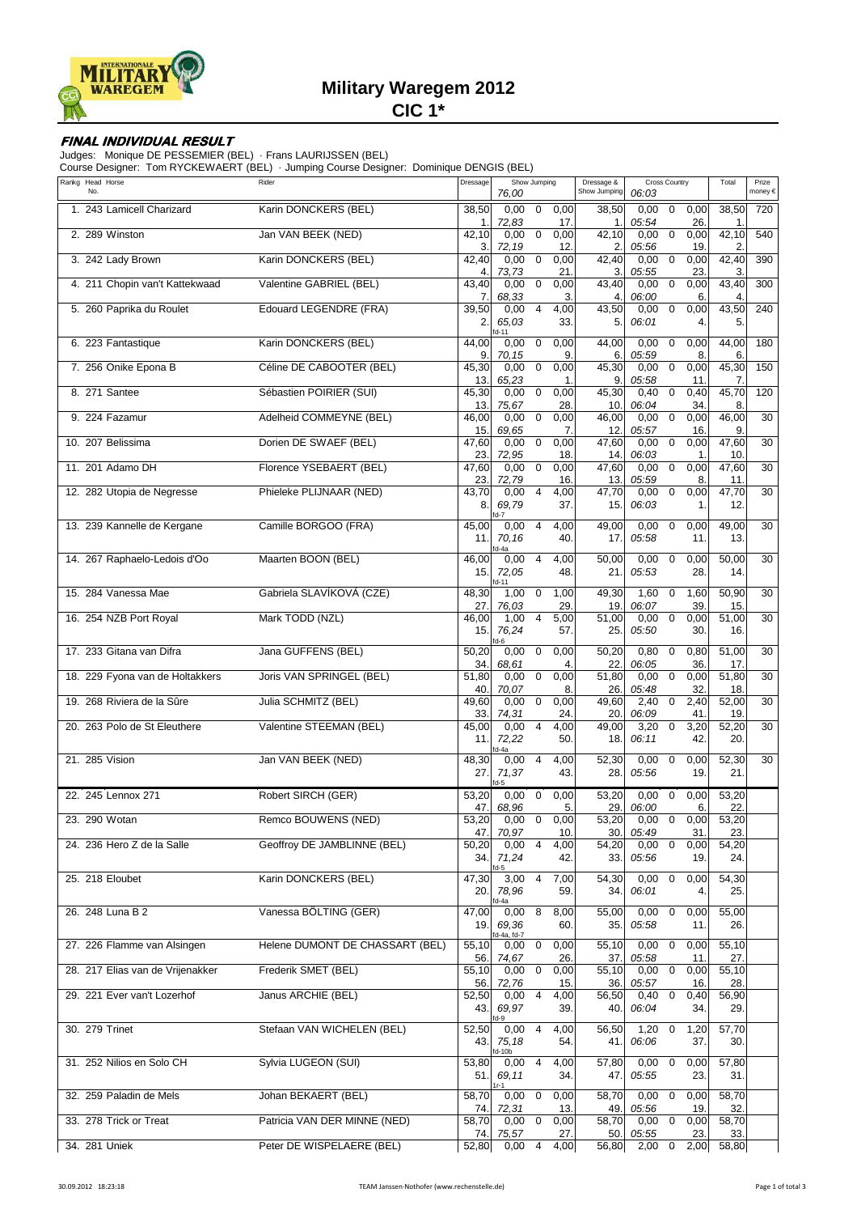# Military Waregem 2012

## CIC 1*

### FINAL INDIVIDUAL RESULT

Judges: Monique DE PESSEMIER (BEL) · Frans LAURIJSSEN (BEL)
Course Designer: Tom RYCKEWAERT (BEL) · Jumping Course Designer: Dominique DENGIS (BEL)

| Rankg | Head No. | Horse | Rider | Dressage | Show Jumping 76,00 | | | Dressage & Show Jumping | Cross Country 06:03 | | | Total | Prize money € |
|---|---|---|---|---|---|---|---|---|---|---|---|---|---|
| 1. | 243 | Lamicell Charizard | Karin DONCKERS (BEL) | 38,50 1. | 0,00 72,83 | 0 | 0,00 17. | 38,50 1. | 0,00 05:54 | 0 | 0,00 26. | 38,50 1. | 720 |
| 2. | 289 | Winston | Jan VAN BEEK (NED) | 42,10 3. | 0,00 72,19 | 0 | 0,00 12. | 42,10 2. | 0,00 05:56 | 0 | 0,00 19. | 42,10 2. | 540 |
| 3. | 242 | Lady Brown | Karin DONCKERS (BEL) | 42,40 4. | 0,00 73,73 | 0 | 0,00 21. | 42,40 3. | 0,00 05:55 | 0 | 0,00 23. | 42,40 3. | 390 |
| 4. | 211 | Chopin van't Kattekwaad | Valentine GABRIEL (BEL) | 43,40 7. | 0,00 68,33 | 0 | 0,00 3. | 43,40 4. | 0,00 06:00 | 0 | 0,00 6. | 43,40 4. | 300 |
| 5. | 260 | Paprika du Roulet | Edouard LEGENDRE (FRA) | 39,50 2. | 0,00 65,03 fd-11 | 4 | 4,00 33. | 43,50 5. | 0,00 06:01 | 0 | 0,00 4. | 43,50 5. | 240 |
| 6. | 223 | Fantastique | Karin DONCKERS (BEL) | 44,00 9. | 0,00 70,15 | 0 | 0,00 9. | 44,00 6. | 0,00 05:59 | 0 | 0,00 8. | 44,00 6. | 180 |
| 7. | 256 | Onike Epona B | Céline DE CABOOTER (BEL) | 45,30 13. | 0,00 65,23 | 0 | 0,00 1. | 45,30 9. | 0,00 05:58 | 0 | 0,00 11. | 45,30 7. | 150 |
| 8. | 271 | Santee | Sébastien POIRIER (SUI) | 45,30 13. | 0,00 75,67 | 0 | 0,00 28. | 45,30 10. | 0,40 06:04 | 0 | 0,40 34. | 45,70 8. | 120 |
| 9. | 224 | Fazamur | Adelheid COMMEYNE (BEL) | 46,00 15. | 0,00 69,65 | 0 | 0,00 7. | 46,00 12. | 0,00 05:57 | 0 | 0,00 16. | 46,00 9. | 30 |
| 10. | 207 | Belissima | Dorien DE SWAEF (BEL) | 47,60 23. | 0,00 72,95 | 0 | 0,00 18. | 47,60 14. | 0,00 06:03 | 0 | 0,00 1. | 47,60 10. | 30 |
| 11. | 201 | Adamo DH | Florence YSEBAERT (BEL) | 47,60 23. | 0,00 72,79 | 0 | 0,00 16. | 47,60 13. | 0,00 05:59 | 0 | 0,00 8. | 47,60 11. | 30 |
| 12. | 282 | Utopia de Negresse | Phieleke PLIJNAAR (NED) | 43,70 8. | 0,00 69,79 fd-7 | 4 | 4,00 37. | 47,70 15. | 0,00 06:03 | 0 | 0,00 1. | 47,70 12. | 30 |
| 13. | 239 | Kannelle de Kergane | Camille BORGOO (FRA) | 45,00 11. | 0,00 70,16 fd-4a | 4 | 4,00 40. | 49,00 17. | 0,00 05:58 | 0 | 0,00 11. | 49,00 13. | 30 |
| 14. | 267 | Raphaelo-Ledois d'Oo | Maarten BOON (BEL) | 46,00 15. | 0,00 72,05 fd-11 | 4 | 4,00 48. | 50,00 21. | 0,00 05:53 | 0 | 0,00 28. | 50,00 14. | 30 |
| 15. | 284 | Vanessa Mae | Gabriela SLAVÍKOVÁ (CZE) | 48,30 27. | 1,00 76,03 | 0 | 1,00 29. | 49,30 19. | 1,60 06:07 | 0 | 1,60 39. | 50,90 15. | 30 |
| 16. | 254 | NZB Port Royal | Mark TODD (NZL) | 46,00 15. | 1,00 76,24 fd-6 | 4 | 5,00 57. | 51,00 25. | 0,00 05:50 | 0 | 0,00 30. | 51,00 16. | 30 |
| 17. | 233 | Gitana van Difra | Jana GUFFENS (BEL) | 50,20 34. | 0,00 68,61 | 0 | 0,00 4. | 50,20 22. | 0,80 06:05 | 0 | 0,80 36. | 51,00 17. | 30 |
| 18. | 229 | Fyona van de Holtakkers | Joris VAN SPRINGEL (BEL) | 51,80 40. | 0,00 70,07 | 0 | 0,00 8. | 51,80 26. | 0,00 05:48 | 0 | 0,00 32. | 51,80 18. | 30 |
| 19. | 268 | Riviera de la Sûre | Julia SCHMITZ (BEL) | 49,60 33. | 0,00 74,31 | 0 | 0,00 24. | 49,60 20. | 2,40 06:09 | 0 | 2,40 41. | 52,00 19. | 30 |
| 20. | 263 | Polo de St Eleuthere | Valentine STEEMAN (BEL) | 45,00 11. | 0,00 72,22 fd-4a | 4 | 4,00 50. | 49,00 18. | 3,20 06:11 | 0 | 3,20 42. | 52,20 20. | 30 |
| 21. | 285 | Vision | Jan VAN BEEK (NED) | 48,30 27. | 0,00 71,37 fd-5 | 4 | 4,00 43. | 52,30 28. | 0,00 05:56 | 0 | 0,00 19. | 52,30 21. | 30 |
| 22. | 245 | Lennox 271 | Robert SIRCH (GER) | 53,20 47. | 0,00 68,96 | 0 | 0,00 5. | 53,20 29. | 0,00 06:00 | 0 | 0,00 6. | 53,20 22. | |
| 23. | 290 | Wotan | Remco BOUWENS (NED) | 53,20 47. | 0,00 70,97 | 0 | 0,00 10. | 53,20 30. | 0,00 05:49 | 0 | 0,00 31. | 53,20 23. | |
| 24. | 236 | Hero Z de la Salle | Geoffroy DE JAMBLINNE (BEL) | 50,20 34. | 0,00 71,24 fd-5 | 4 | 4,00 42. | 54,20 33. | 0,00 05:56 | 0 | 0,00 19. | 54,20 24. | |
| 25. | 218 | Eloubet | Karin DONCKERS (BEL) | 47,30 20. | 3,00 78,96 fd-4a | 4 | 7,00 59. | 54,30 34. | 0,00 06:01 | 0 | 0,00 4. | 54,30 25. | |
| 26. | 248 | Luna B 2 | Vanessa BÖLTING (GER) | 47,00 19. | 0,00 69,36 fd-4a, fd-7 | 8 | 8,00 60. | 55,00 35. | 0,00 05:58 | 0 | 0,00 11. | 55,00 26. | |
| 27. | 226 | Flamme van Alsingen | Helene DUMONT DE CHASSART (BEL) | 55,10 56. | 0,00 74,67 | 0 | 0,00 26. | 55,10 37. | 0,00 05:58 | 0 | 0,00 11. | 55,10 27. | |
| 28. | 217 | Elias van de Vrijenakker | Frederik SMET (BEL) | 55,10 56. | 0,00 72,76 | 0 | 0,00 15. | 55,10 36. | 0,00 05:57 | 0 | 0,00 16. | 55,10 28. | |
| 29. | 221 | Ever van't Lozerhof | Janus ARCHIE (BEL) | 52,50 43. | 0,00 69,97 fd-9 | 4 | 4,00 39. | 56,50 40. | 0,40 06:04 | 0 | 0,40 34. | 56,90 29. | |
| 30. | 279 | Trinet | Stefaan VAN WICHELEN (BEL) | 52,50 43. | 0,00 75,18 fd-10b | 4 | 4,00 54. | 56,50 41. | 1,20 06:06 | 0 | 1,20 37. | 57,70 30. | |
| 31. | 252 | Nilios en Solo CH | Sylvia LUGEON (SUI) | 53,80 51. | 0,00 69,11 1r-1 | 4 | 4,00 34. | 57,80 47. | 0,00 05:55 | 0 | 0,00 23. | 57,80 31. | |
| 32. | 259 | Paladin de Mels | Johan BEKAERT (BEL) | 58,70 74. | 0,00 72,31 | 0 | 0,00 13. | 58,70 49. | 0,00 05:56 | 0 | 0,00 19. | 58,70 32. | |
| 33. | 278 | Trick or Treat | Patricia VAN DER MINNE (NED) | 58,70 74. | 0,00 75,57 | 0 | 0,00 27. | 58,70 50. | 0,00 05:55 | 0 | 0,00 23. | 58,70 33. | |
| 34. | 281 | Uniek | Peter DE WISPELAERE (BEL) | 52,80 | 0,00 | 4 | 4,00 | 56,80 | 2,00 | 0 | 2,00 | 58,80 | |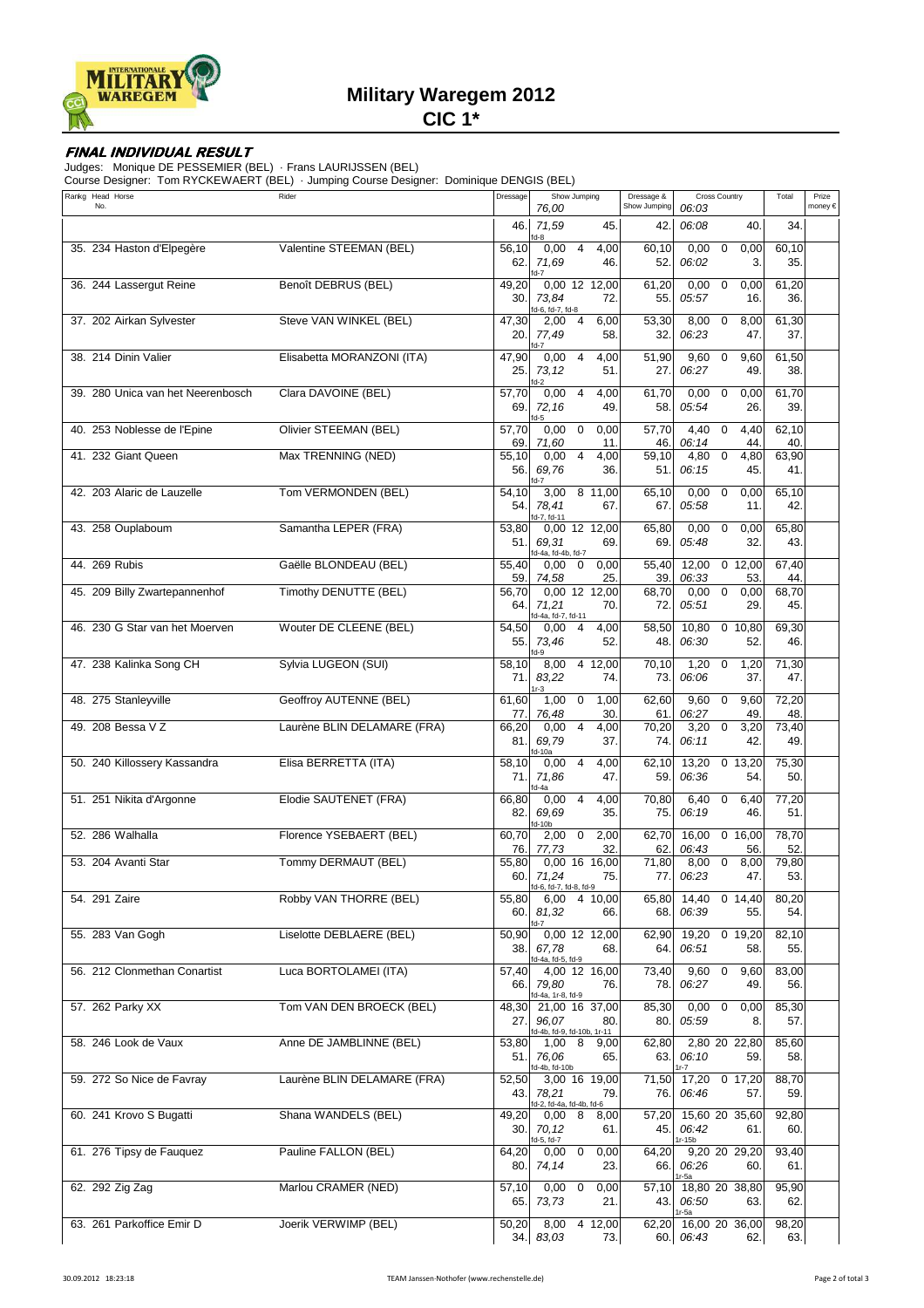# Military Waregem 2012

## CIC 1*

**FINAL INDIVIDUAL RESULT**

Judges: Monique DE PESSEMIER (BEL) · Frans LAURIJSSEN (BEL)
Course Designer: Tom RYCKEWAERT (BEL) · Jumping Course Designer: Dominique DENGIS (BEL)

| Rankg | Head No. | Horse | Rider | Dressage | Show Jumping 76,00 | | | Dressage & Show Jumping | Cross Country 06:03 | | | Total | Prize money € |
|---|---|---|---|---|---|---|---|---|---|---|---|---|---|
| | | | | 46. | 71,59 fd-8 | | 45. | 42. | 06:08 | | 40. | 34. | |
| 35. | 234 | Haston d'Elpegère | Valentine STEEMAN (BEL) | 56,10 | 0,00 | 4 | 4,00 | 60,10 | 0,00 | 0 | 0,00 | 60,10 | |
| | | | | 62. | 71,69 fd-7 | | 46. | 52. | 06:02 | | 3. | 35. | |
| 36. | 244 | Lassergut Reine | Benoît DEBRUS (BEL) | 49,20 | 0,00 | 12 | 12,00 | 61,20 | 0,00 | 0 | 0,00 | 61,20 | |
| | | | | 30. | 73,84 fd-6, fd-7, fd-8 | | 72. | 55. | 05:57 | | 16. | 36. | |
| 37. | 202 | Airkan Sylvester | Steve VAN WINKEL (BEL) | 47,30 | 2,00 | 4 | 6,00 | 53,30 | 8,00 | 0 | 8,00 | 61,30 | |
| | | | | 20. | 77,49 fd-7 | | 58. | 32. | 06:23 | | 47. | 37. | |
| 38. | 214 | Dinin Valier | Elisabetta MORANZONI (ITA) | 47,90 | 0,00 | 4 | 4,00 | 51,90 | 9,60 | 0 | 9,60 | 61,50 | |
| | | | | 25. | 73,12 fd-2 | | 51. | 27. | 06:27 | | 49. | 38. | |
| 39. | 280 | Unica van het Neerenbosch | Clara DAVOINE (BEL) | 57,70 | 0,00 | 4 | 4,00 | 61,70 | 0,00 | 0 | 0,00 | 61,70 | |
| | | | | 69. | 72,16 fd-5 | | 49. | 58. | 05:54 | | 26. | 39. | |
| 40. | 253 | Noblesse de l'Epine | Olivier STEEMAN (BEL) | 57,70 | 0,00 | 0 | 0,00 | 57,70 | 4,40 | 0 | 4,40 | 62,10 | |
| | | | | 69. | 71,60 | | 11. | 46. | 06:14 | | 44. | 40. | |
| 41. | 232 | Giant Queen | Max TRENNING (NED) | 55,10 | 0,00 | 4 | 4,00 | 59,10 | 4,80 | 0 | 4,80 | 63,90 | |
| | | | | 56. | 69,76 fd-7 | | 36. | 51. | 06:15 | | 45. | 41. | |
| 42. | 203 | Alaric de Lauzelle | Tom VERMONDEN (BEL) | 54,10 | 3,00 | 8 | 11,00 | 65,10 | 0,00 | 0 | 0,00 | 65,10 | |
| | | | | 54. | 78,41 fd-7, fd-11 | | 67. | 67. | 05:58 | | 11. | 42. | |
| 43. | 258 | Ouplaboum | Samantha LEPER (FRA) | 53,80 | 0,00 | 12 | 12,00 | 65,80 | 0,00 | 0 | 0,00 | 65,80 | |
| | | | | 51. | 69,31 fd-4a, fd-4b, fd-7 | | 69. | 69. | 05:48 | | 32. | 43. | |
| 44. | 269 | Rubis | Gaëlle BLONDEAU (BEL) | 55,40 | 0,00 | 0 | 0,00 | 55,40 | 12,00 | 0 | 12,00 | 67,40 | |
| | | | | 59. | 74,58 | | 25. | 39. | 06:33 | | 53. | 44. | |
| 45. | 209 | Billy Zwartepannenhof | Timothy DENUTTE (BEL) | 56,70 | 0,00 | 12 | 12,00 | 68,70 | 0,00 | 0 | 0,00 | 68,70 | |
| | | | | 64. | 71,21 fd-4a, fd-7, fd-11 | | 70. | 72. | 05:51 | | 29. | 45. | |
| 46. | 230 | G Star van het Moerven | Wouter DE CLEENE (BEL) | 54,50 | 0,00 | 4 | 4,00 | 58,50 | 10,80 | 0 | 10,80 | 69,30 | |
| | | | | 55. | 73,46 fd-9 | | 52. | 48. | 06:30 | | 52. | 46. | |
| 47. | 238 | Kalinka Song CH | Sylvia LUGEON (SUI) | 58,10 | 8,00 | 4 | 12,00 | 70,10 | 1,20 | 0 | 1,20 | 71,30 | |
| | | | | 71. | 83,22 1r-3 | | 74. | 73. | 06:06 | | 37. | 47. | |
| 48. | 275 | Stanleyville | Geoffroy AUTENNE (BEL) | 61,60 | 1,00 | 0 | 1,00 | 62,60 | 9,60 | 0 | 9,60 | 72,20 | |
| | | | | 77. | 76,48 | | 30. | 61. | 06:27 | | 49. | 48. | |
| 49. | 208 | Bessa V Z | Laurène BLIN DELAMARE (FRA) | 66,20 | 0,00 | 4 | 4,00 | 70,20 | 3,20 | 0 | 3,20 | 73,40 | |
| | | | | 81. | 69,79 fd-10a | | 37. | 74. | 06:11 | | 42. | 49. | |
| 50. | 240 | Killossery Kassandra | Elisa BERRETTA (ITA) | 58,10 | 0,00 | 4 | 4,00 | 62,10 | 13,20 | 0 | 13,20 | 75,30 | |
| | | | | 71. | 71,86 fd-4a | | 47. | 59. | 06:36 | | 54. | 50. | |
| 51. | 251 | Nikita d'Argonne | Elodie SAUTENET (FRA) | 66,80 | 0,00 | 4 | 4,00 | 70,80 | 6,40 | 0 | 6,40 | 77,20 | |
| | | | | 82. | 69,69 fd-10b | | 35. | 75. | 06:19 | | 46. | 51. | |
| 52. | 286 | Walhalla | Florence YSEBAERT (BEL) | 60,70 | 2,00 | 0 | 2,00 | 62,70 | 16,00 | 0 | 16,00 | 78,70 | |
| | | | | 76. | 77,73 | | 32. | 62. | 06:43 | | 56. | 52. | |
| 53. | 204 | Avanti Star | Tommy DERMAUT (BEL) | 55,80 | 0,00 | 16 | 16,00 | 71,80 | 8,00 | 0 | 8,00 | 79,80 | |
| | | | | 60. | 71,24 fd-6, fd-7, fd-8, fd-9 | | 75. | 77. | 06:23 | | 47. | 53. | |
| 54. | 291 | Zaire | Robby VAN THORRE (BEL) | 55,80 | 6,00 | 4 | 10,00 | 65,80 | 14,40 | 0 | 14,40 | 80,20 | |
| | | | | 60. | 81,32 fd-7 | | 66. | 68. | 06:39 | | 55. | 54. | |
| 55. | 283 | Van Gogh | Liselotte DEBLAERE (BEL) | 50,90 | 0,00 | 12 | 12,00 | 62,90 | 19,20 | 0 | 19,20 | 82,10 | |
| | | | | 38. | 67,78 fd-4a, fd-5, fd-9 | | 68. | 64. | 06:51 | | 58. | 55. | |
| 56. | 212 | Clonmethan Conartist | Luca BORTOLAMEI (ITA) | 57,40 | 4,00 | 12 | 16,00 | 73,40 | 9,60 | 0 | 9,60 | 83,00 | |
| | | | | 66. | 79,80 fd-4a, 1r-8, fd-9 | | 76. | 78. | 06:27 | | 49. | 56. | |
| 57. | 262 | Parky XX | Tom VAN DEN BROECK (BEL) | 48,30 | 21,00 | 16 | 37,00 | 85,30 | 0,00 | 0 | 0,00 | 85,30 | |
| | | | | 27. | 96,07 fd-4b, fd-9, fd-10b, 1r-11 | | 80. | 80. | 05:59 | | 8. | 57. | |
| 58. | 246 | Look de Vaux | Anne DE JAMBLINNE (BEL) | 53,80 | 1,00 | 8 | 9,00 | 62,80 | 2,80 | 20 | 22,80 | 85,60 | |
| | | | | 51. | 76,06 fd-4b, fd-10b | | 65. | 63. | 06:10 1r-7 | | 59. | 58. | |
| 59. | 272 | So Nice de Favray | Laurène BLIN DELAMARE (FRA) | 52,50 | 3,00 | 16 | 19,00 | 71,50 | 17,20 | 0 | 17,20 | 88,70 | |
| | | | | 43. | 78,21 fd-2, fd-4a, fd-4b, fd-6 | | 79. | 76. | 06:46 | | 57. | 59. | |
| 60. | 241 | Krovo S Bugatti | Shana WANDELS (BEL) | 49,20 | 0,00 | 8 | 8,00 | 57,20 | 15,60 | 20 | 35,60 | 92,80 | |
| | | | | 30. | 70,12 fd-5, fd-7 | | 61. | 45. | 06:42 1r-15b | | 61. | 60. | |
| 61. | 276 | Tipsy de Fauquez | Pauline FALLON (BEL) | 64,20 | 0,00 | 0 | 0,00 | 64,20 | 9,20 | 20 | 29,20 | 93,40 | |
| | | | | 80. | 74,14 | | 23. | 66. | 06:26 1r-5a | | 60. | 61. | |
| 62. | 292 | Zig Zag | Marlou CRAMER (NED) | 57,10 | 0,00 | 0 | 0,00 | 57,10 | 18,80 | 20 | 38,80 | 95,90 | |
| | | | | 65. | 73,73 | | 21. | 43. | 06:50 1r-5a | | 63. | 62. | |
| 63. | 261 | Parkoffice Emir D | Joerik VERWIMP (BEL) | 50,20 | 8,00 | 4 | 12,00 | 62,20 | 16,00 | 20 | 36,00 | 98,20 | |
| | | | | 34. | 83,03 | | 73. | 60. | 06:43 | | 62. | 63. | |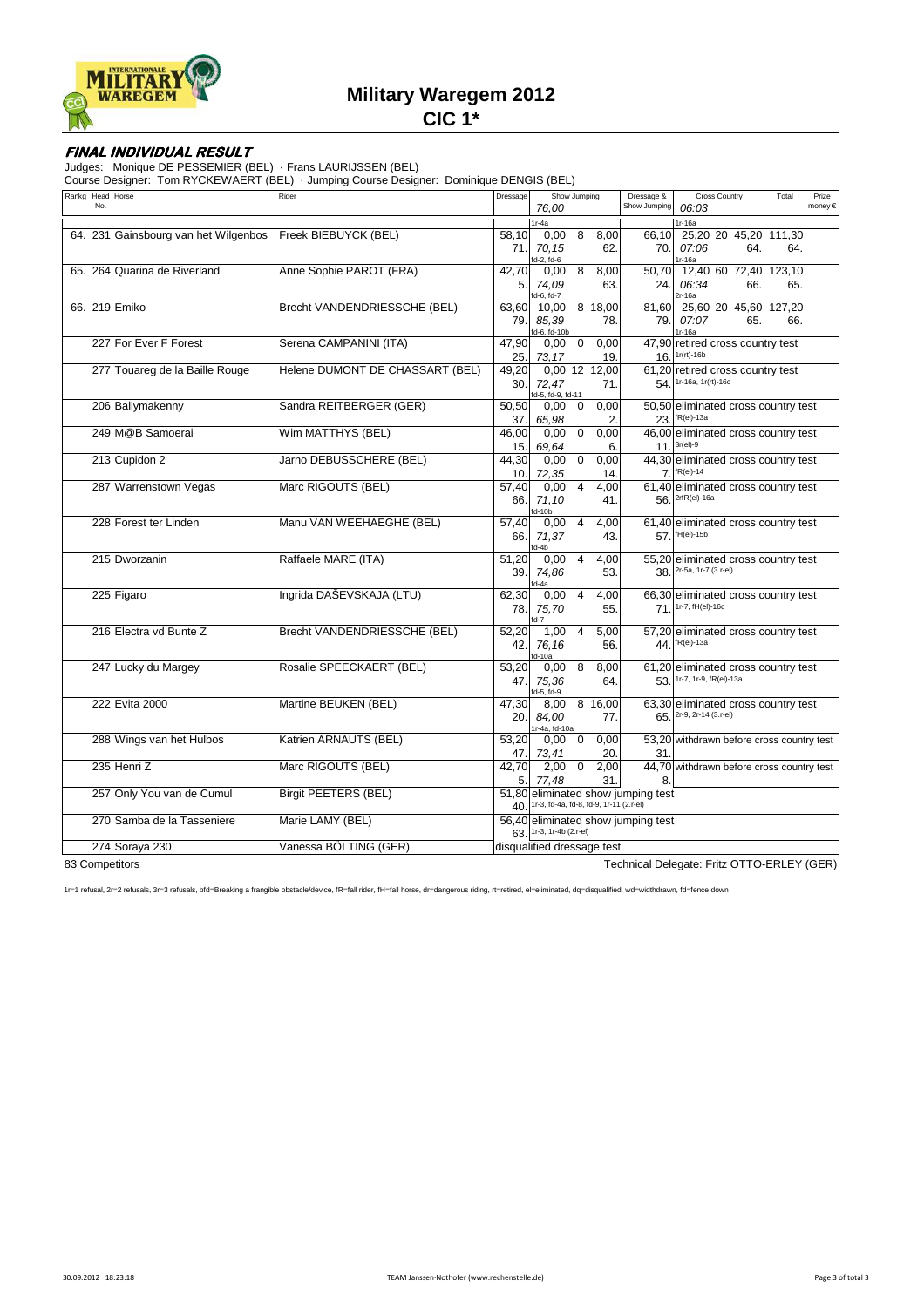# Military Waregem 2012

## CIC 1*

### FINAL INDIVIDUAL RESULT

Judges: Monique DE PESSEMIER (BEL) · Frans LAURIJSSEN (BEL)
Course Designer: Tom RYCKEWAERT (BEL) · Jumping Course Designer: Dominique DENGIS (BEL)

| Rankg | Head No. | Horse | Rider | Dressage | Show Jumping 76,00 | | | Dressage & Show Jumping | Cross Country 06:03 | | | | Total | Prize money € |
|---|---|---|---|---|---|---|---|---|---|---|---|---|---|---|
| | | | | | 1r-4a | | | | 1r-16a | | | | | |
| 64. | 231 | Gainsbourg van het Wilgenbos | Freek BIEBUYCK (BEL) | 58,10 / 71. | 0,00 / 70,15 / fd-2, fd-6 | 8 | 8,00 / 62. | 66,10 / 70. | 25,20 / 07:06 / 1r-16a | 20 | 45,20 / 64. | | 111,30 / 64. | |
| 65. | 264 | Quarina de Riverland | Anne Sophie PAROT (FRA) | 42,70 / 5. | 0,00 / 74,09 / fd-6, fd-7 | 8 | 8,00 / 63. | 50,70 / 24. | 12,40 / 06:34 / 2r-16a | 60 | 72,40 / 66. | | 123,10 / 65. | |
| 66. | 219 | Emiko | Brecht VANDENDRIESSCHE (BEL) | 63,60 / 79. | 10,00 / 85,39 / fd-6, fd-10b | 8 | 18,00 / 78. | 81,60 / 79. | 25,60 / 07:07 / 1r-16a | 20 | 45,60 / 65. | | 127,20 / 66. | |
| | 227 | For Ever F Forest | Serena CAMPANINI (ITA) | 47,90 / 25. | 0,00 / 73,17 | 0 | 0,00 / 19. | 47,90 / 16. | retired cross country test / 1r(rt)-16b | | | | | |
| | 277 | Touareg de la Baille Rouge | Helene DUMONT DE CHASSART (BEL) | 49,20 / 30. | 0,00 / 72,47 / fd-5, fd-9, fd-11 | 12 | 12,00 / 71. | 61,20 / 54. | retired cross country test / 1r-16a, 1r(rt)-16c | | | | | |
| | 206 | Ballymakenny | Sandra REITBERGER (GER) | 50,50 / 37. | 0,00 / 65,98 | 0 | 0,00 / 2. | 50,50 / 23. | eliminated cross country test / fR(el)-13a | | | | | |
| | 249 | M@B Samoerai | Wim MATTHYS (BEL) | 46,00 / 15. | 0,00 / 69,64 | 0 | 0,00 / 6. | 46,00 / 11. | eliminated cross country test / 3r(el)-9 | | | | | |
| | 213 | Cupidon 2 | Jarno DEBUSSCHERE (BEL) | 44,30 / 10. | 0,00 / 72,35 | 0 | 0,00 / 14. | 44,30 / 7. | eliminated cross country test / fR(el)-14 | | | | | |
| | 287 | Warrenstown Vegas | Marc RIGOUTS (BEL) | 57,40 / 66. | 0,00 / 71,10 / fd-10b | 4 | 4,00 / 41. | 61,40 / 56. | eliminated cross country test / 2rfR(el)-16a | | | | | |
| | 228 | Forest ter Linden | Manu VAN WEEHAEGHE (BEL) | 57,40 / 66. | 0,00 / 71,37 / fd-4b | 4 | 4,00 / 43. | 61,40 / 57. | eliminated cross country test / fH(el)-15b | | | | | |
| | 215 | Dworzanin | Raffaele MARE (ITA) | 51,20 / 39. | 0,00 / 74,86 / fd-4a | 4 | 4,00 / 53. | 55,20 / 38. | eliminated cross country test / 2r-5a, 1r-7 (3.r-el) | | | | | |
| | 225 | Figaro | Ingrida DAŠEVSKAJA (LTU) | 62,30 / 78. | 0,00 / 75,70 / fd-7 | 4 | 4,00 / 55. | 66,30 / 71. | eliminated cross country test / 1r-7, fH(el)-16c | | | | | |
| | 216 | Electra vd Bunte Z | Brecht VANDENDRIESSCHE (BEL) | 52,20 / 42. | 1,00 / 76,16 / fd-10a | 4 | 5,00 / 56. | 57,20 / 44. | eliminated cross country test / fR(el)-13a | | | | | |
| | 247 | Lucky du Margey | Rosalie SPEECKAERT (BEL) | 53,20 / 47. | 0,00 / 75,36 / fd-5, fd-9 | 8 | 8,00 / 64. | 61,20 / 53. | eliminated cross country test / 1r-7, 1r-9, fR(el)-13a | | | | | |
| | 222 | Evita 2000 | Martine BEUKEN (BEL) | 47,30 / 20. | 8,00 / 84,00 / 1r-4a, fd-10a | 8 | 16,00 / 77. | 63,30 / 65. | eliminated cross country test / 2r-9, 2r-14 (3.r-el) | | | | | |
| | 288 | Wings van het Hulbos | Katrien ARNAUTS (BEL) | 53,20 / 47. | 0,00 / 73,41 | 0 | 0,00 / 20. | 53,20 / 31. | withdrawn before cross country test | | | | | |
| | 235 | Henri Z | Marc RIGOUTS (BEL) | 42,70 / 5. | 2,00 / 77,48 | 0 | 2,00 / 31. | 44,70 / 8. | withdrawn before cross country test | | | | | |
| | 257 | Only You van de Cumul | Birgit PEETERS (BEL) | 51,80 / 40. | eliminated show jumping test / 1r-3, fd-4a, fd-8, fd-9, 1r-11 (2.r-el) | | | | | | | | | |
| | 270 | Samba de la Tasseniere | Marie LAMY (BEL) | 56,40 / 63. | eliminated show jumping test / 1r-3, 1r-4b (2.r-el) | | | | | | | | | |
| | 274 | Soraya 230 | Vanessa BÖLTING (GER) | disqualified dressage test | | | | | | | | | | |

83 Competitors

Technical Delegate: Fritz OTTO-ERLEY (GER)

1r=1 refusal, 2r=2 refusals, 3r=3 refusals, bfd=Breaking a frangible obstacle/device, fR=fall rider, fH=fall horse, dr=dangerous riding, rt=retired, el=eliminated, dq=disqualified, wd=widthdrawn, fd=fence down

30.09.2012 18:23:18 TEAM Janssen-Nothofer (www.rechenstelle.de)